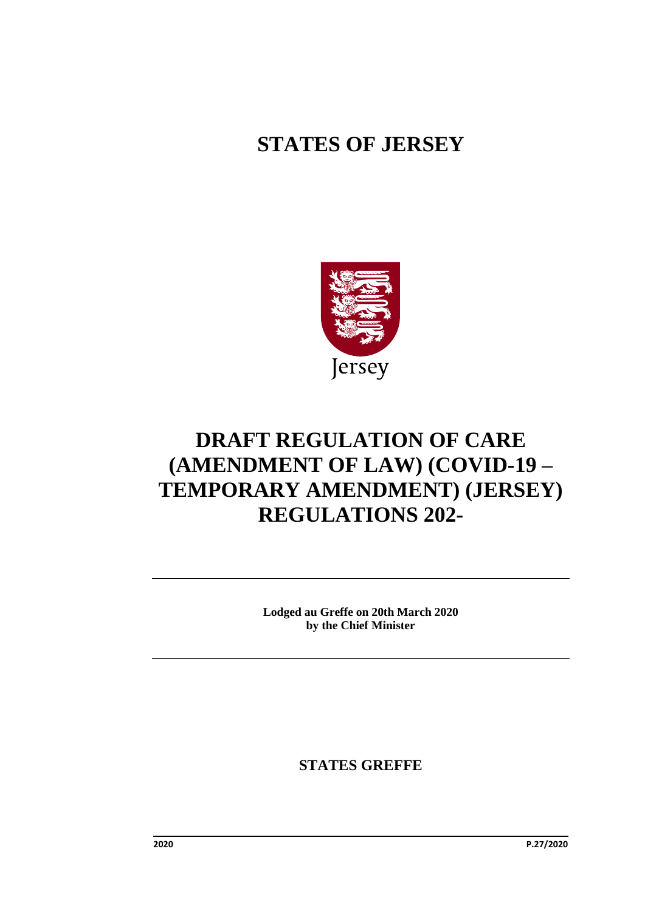# STATES OF JERSEY

Jersey

# DRAFT REGULATION OF CARE (AMENDMENT OF LAW) (COVID-19 – TEMPORARY AMENDMENT) (JERSEY) REGULATIONS 202-

**Lodged au Greffe on 20th March 2020**
**by the Chief Minister**

**STATES GREFFE**

2020 P.27/2020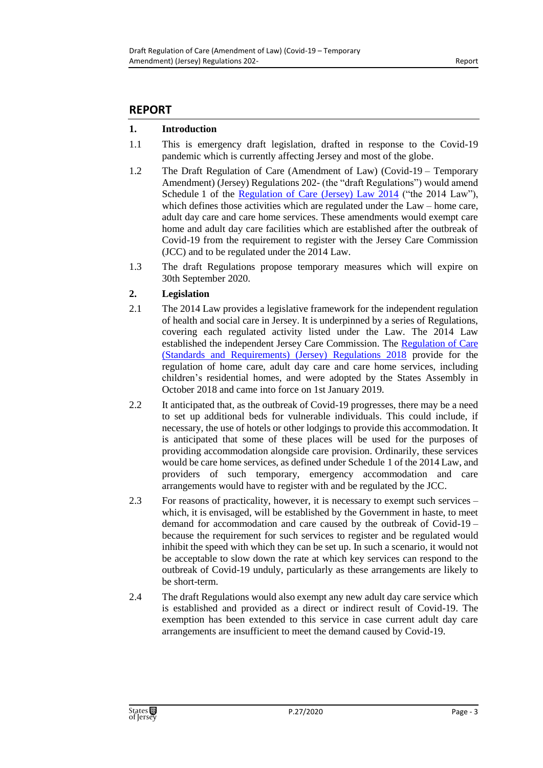## REPORT

### 1. Introduction

1.1 This is emergency draft legislation, drafted in response to the Covid-19 pandemic which is currently affecting Jersey and most of the globe.

1.2 The Draft Regulation of Care (Amendment of Law) (Covid-19 – Temporary Amendment) (Jersey) Regulations 202- (the "draft Regulations") would amend Schedule 1 of the Regulation of Care (Jersey) Law 2014 ("the 2014 Law"), which defines those activities which are regulated under the Law – home care, adult day care and care home services. These amendments would exempt care home and adult day care facilities which are established after the outbreak of Covid-19 from the requirement to register with the Jersey Care Commission (JCC) and to be regulated under the 2014 Law.

1.3 The draft Regulations propose temporary measures which will expire on 30th September 2020.

### 2. Legislation

2.1 The 2014 Law provides a legislative framework for the independent regulation of health and social care in Jersey. It is underpinned by a series of Regulations, covering each regulated activity listed under the Law. The 2014 Law established the independent Jersey Care Commission. The Regulation of Care (Standards and Requirements) (Jersey) Regulations 2018 provide for the regulation of home care, adult day care and care home services, including children's residential homes, and were adopted by the States Assembly in October 2018 and came into force on 1st January 2019.

2.2 It anticipated that, as the outbreak of Covid-19 progresses, there may be a need to set up additional beds for vulnerable individuals. This could include, if necessary, the use of hotels or other lodgings to provide this accommodation. It is anticipated that some of these places will be used for the purposes of providing accommodation alongside care provision. Ordinarily, these services would be care home services, as defined under Schedule 1 of the 2014 Law, and providers of such temporary, emergency accommodation and care arrangements would have to register with and be regulated by the JCC.

2.3 For reasons of practicality, however, it is necessary to exempt such services – which, it is envisaged, will be established by the Government in haste, to meet demand for accommodation and care caused by the outbreak of Covid-19 – because the requirement for such services to register and be regulated would inhibit the speed with which they can be set up. In such a scenario, it would not be acceptable to slow down the rate at which key services can respond to the outbreak of Covid-19 unduly, particularly as these arrangements are likely to be short-term.

2.4 The draft Regulations would also exempt any new adult day care service which is established and provided as a direct or indirect result of Covid-19. The exemption has been extended to this service in case current adult day care arrangements are insufficient to meet the demand caused by Covid-19.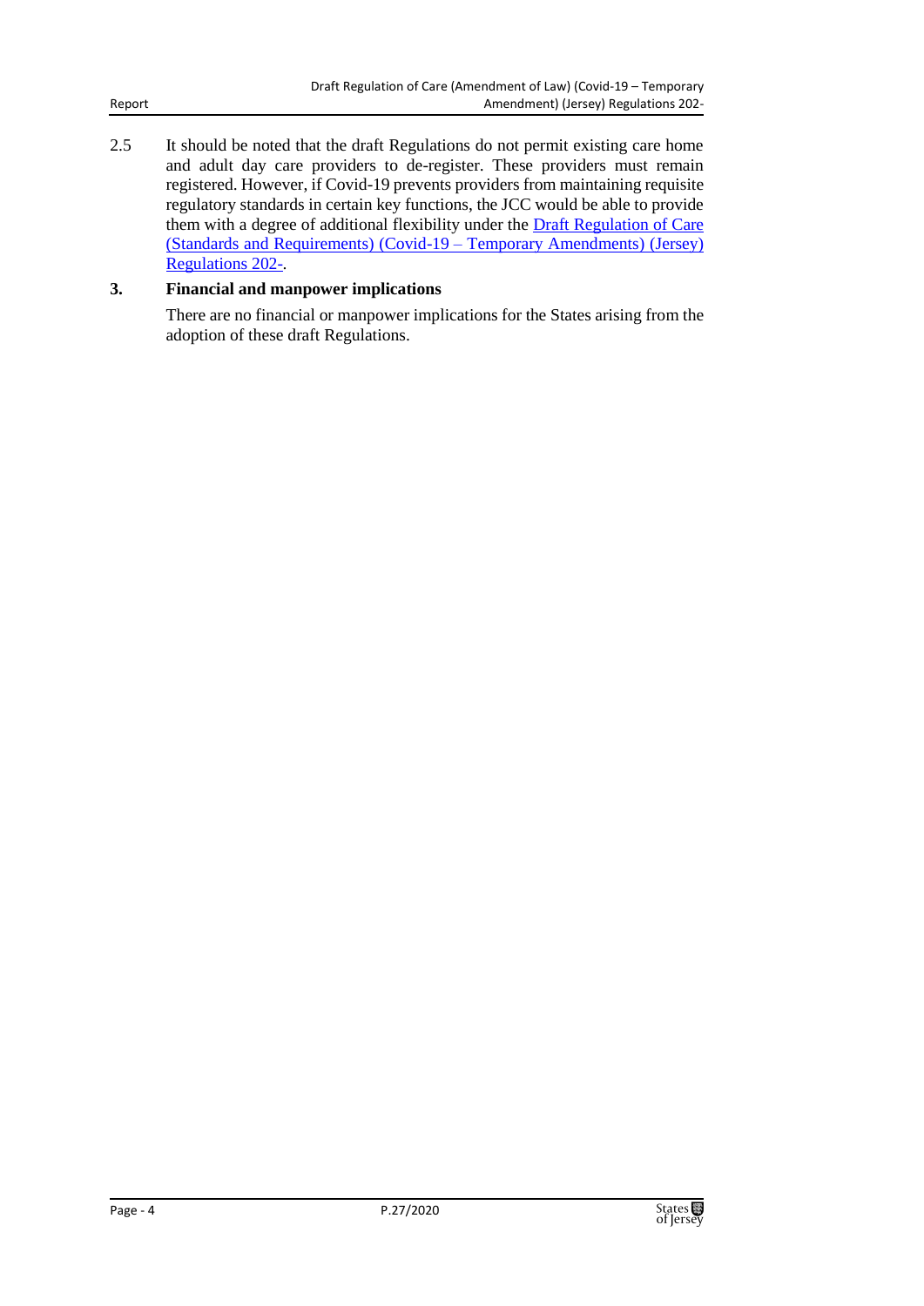2.5 It should be noted that the draft Regulations do not permit existing care home and adult day care providers to de-register. These providers must remain registered. However, if Covid-19 prevents providers from maintaining requisite regulatory standards in certain key functions, the JCC would be able to provide them with a degree of additional flexibility under the Draft Regulation of Care (Standards and Requirements) (Covid-19 – Temporary Amendments) (Jersey) Regulations 202-.

## 3. Financial and manpower implications

There are no financial or manpower implications for the States arising from the adoption of these draft Regulations.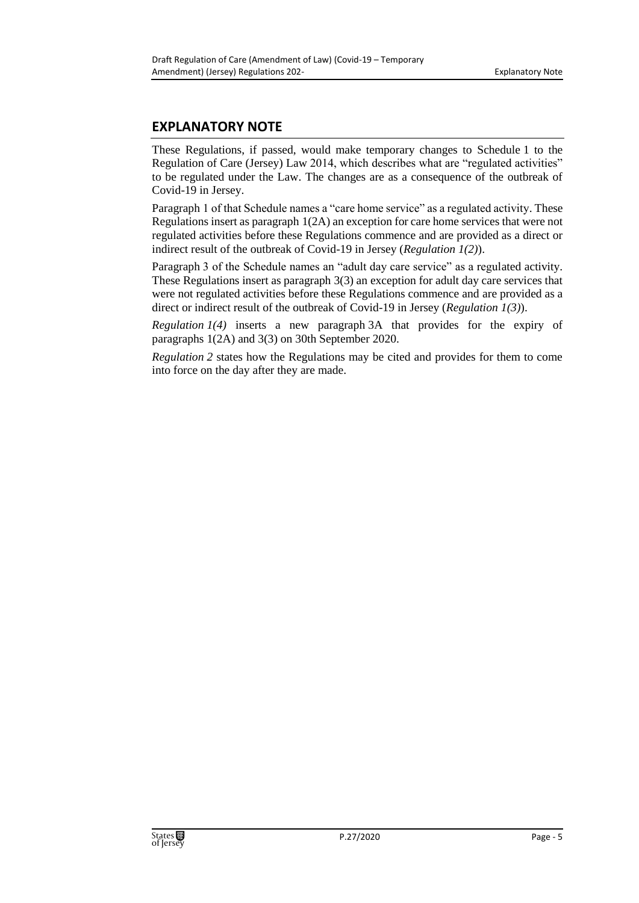## EXPLANATORY NOTE

These Regulations, if passed, would make temporary changes to Schedule 1 to the Regulation of Care (Jersey) Law 2014, which describes what are "regulated activities" to be regulated under the Law. The changes are as a consequence of the outbreak of Covid-19 in Jersey.

Paragraph 1 of that Schedule names a "care home service" as a regulated activity. These Regulations insert as paragraph 1(2A) an exception for care home services that were not regulated activities before these Regulations commence and are provided as a direct or indirect result of the outbreak of Covid-19 in Jersey (*Regulation 1(2)*).

Paragraph 3 of the Schedule names an "adult day care service" as a regulated activity. These Regulations insert as paragraph 3(3) an exception for adult day care services that were not regulated activities before these Regulations commence and are provided as a direct or indirect result of the outbreak of Covid-19 in Jersey (*Regulation 1(3)*).

*Regulation 1(4)* inserts a new paragraph 3A that provides for the expiry of paragraphs 1(2A) and 3(3) on 30th September 2020.

*Regulation 2* states how the Regulations may be cited and provides for them to come into force on the day after they are made.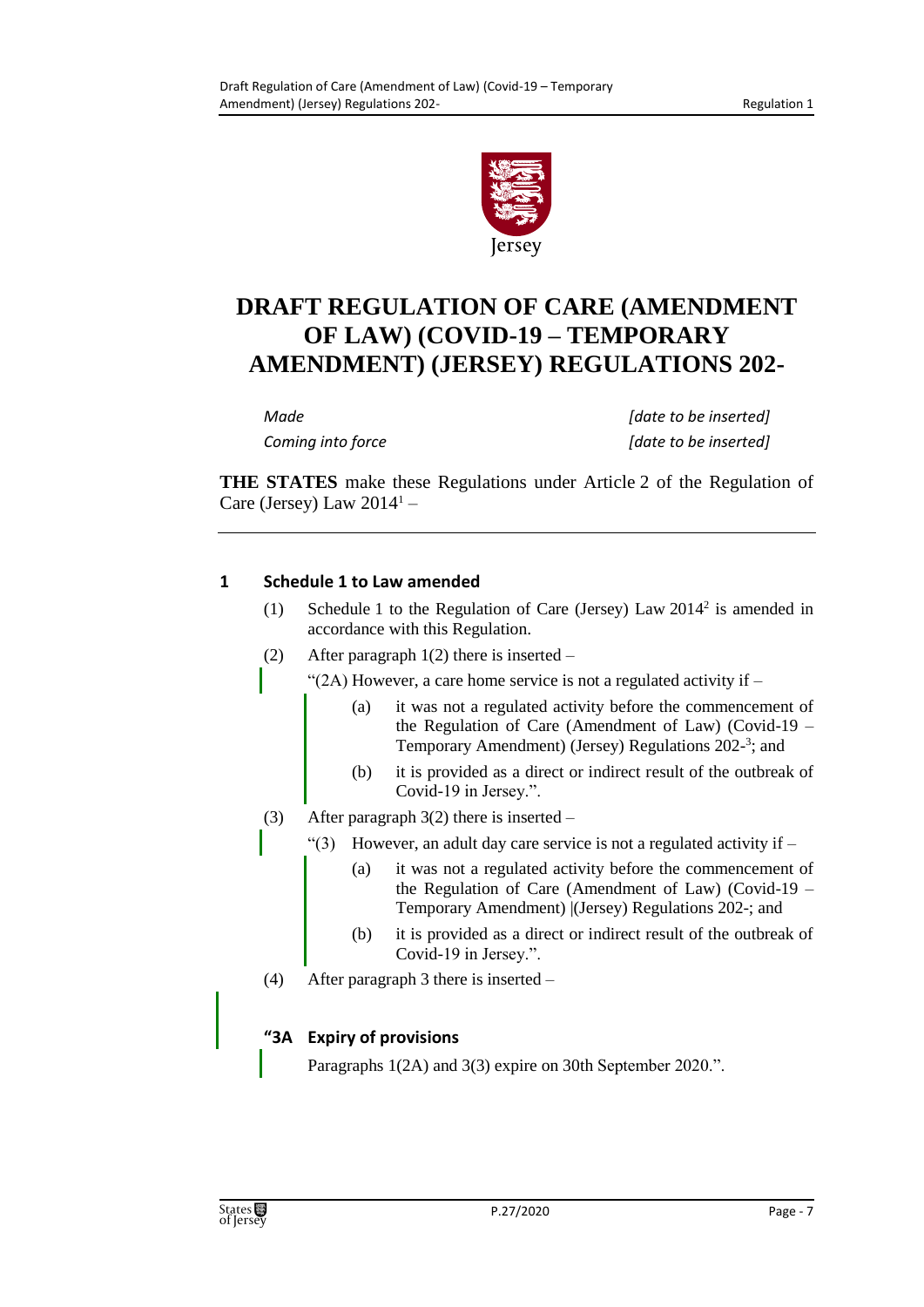# DRAFT REGULATION OF CARE (AMENDMENT OF LAW) (COVID-19 – TEMPORARY AMENDMENT) (JERSEY) REGULATIONS 202-

| | |
|---|---|
| *Made* | *[date to be inserted]* |
| *Coming into force* | *[date to be inserted]* |

**THE STATES** make these Regulations under Article 2 of the Regulation of Care (Jersey) Law 2014[1] –

## 1 Schedule 1 to Law amended

(1) Schedule 1 to the Regulation of Care (Jersey) Law 2014[2] is amended in accordance with this Regulation.

(2) After paragraph 1(2) there is inserted –

"(2A) However, a care home service is not a regulated activity if –

(a) it was not a regulated activity before the commencement of the Regulation of Care (Amendment of Law) (Covid-19 – Temporary Amendment) (Jersey) Regulations 202-[3]; and

(b) it is provided as a direct or indirect result of the outbreak of Covid-19 in Jersey.".

(3) After paragraph 3(2) there is inserted –

"(3) However, an adult day care service is not a regulated activity if –

(a) it was not a regulated activity before the commencement of the Regulation of Care (Amendment of Law) (Covid-19 – Temporary Amendment) |(Jersey) Regulations 202-; and

(b) it is provided as a direct or indirect result of the outbreak of Covid-19 in Jersey.".

(4) After paragraph 3 there is inserted –

### "3A Expiry of provisions

Paragraphs 1(2A) and 3(3) expire on 30th September 2020.".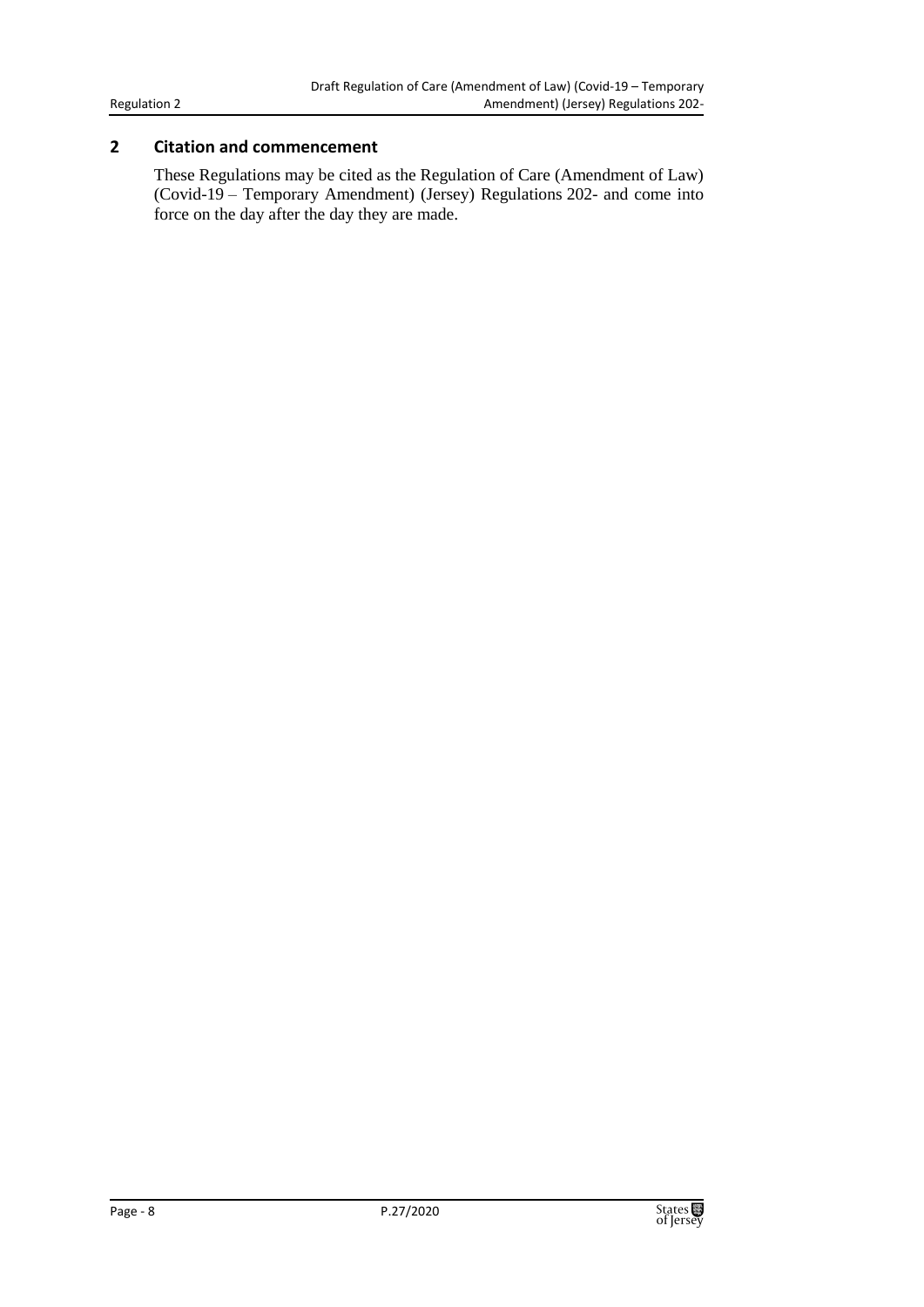## 2 Citation and commencement

These Regulations may be cited as the Regulation of Care (Amendment of Law) (Covid-19 – Temporary Amendment) (Jersey) Regulations 202- and come into force on the day after the day they are made.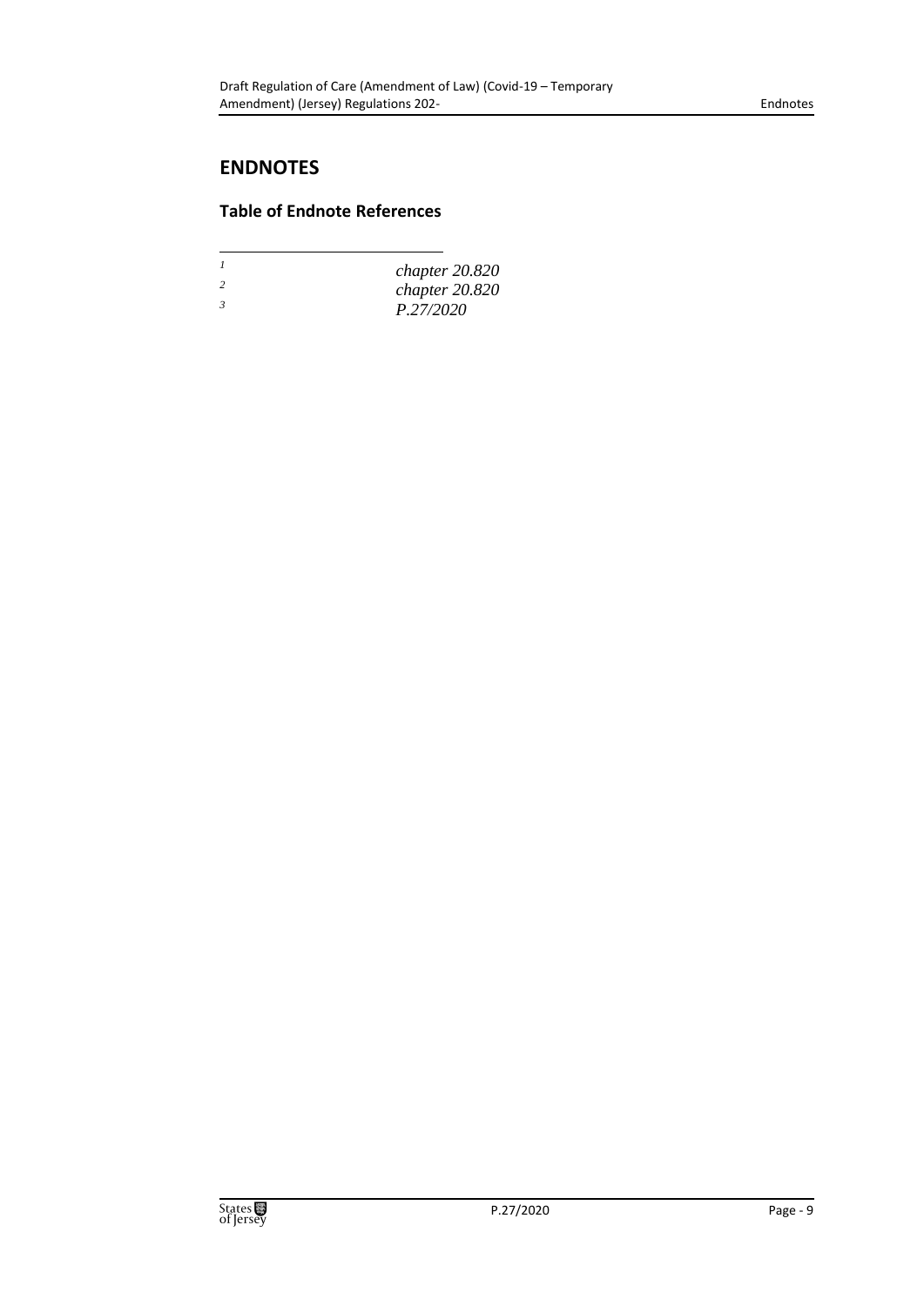## ENDNOTES

### Table of Endnote References

[1] *chapter 20.820*
[2] *chapter 20.820*
[3] *P.27/2020*